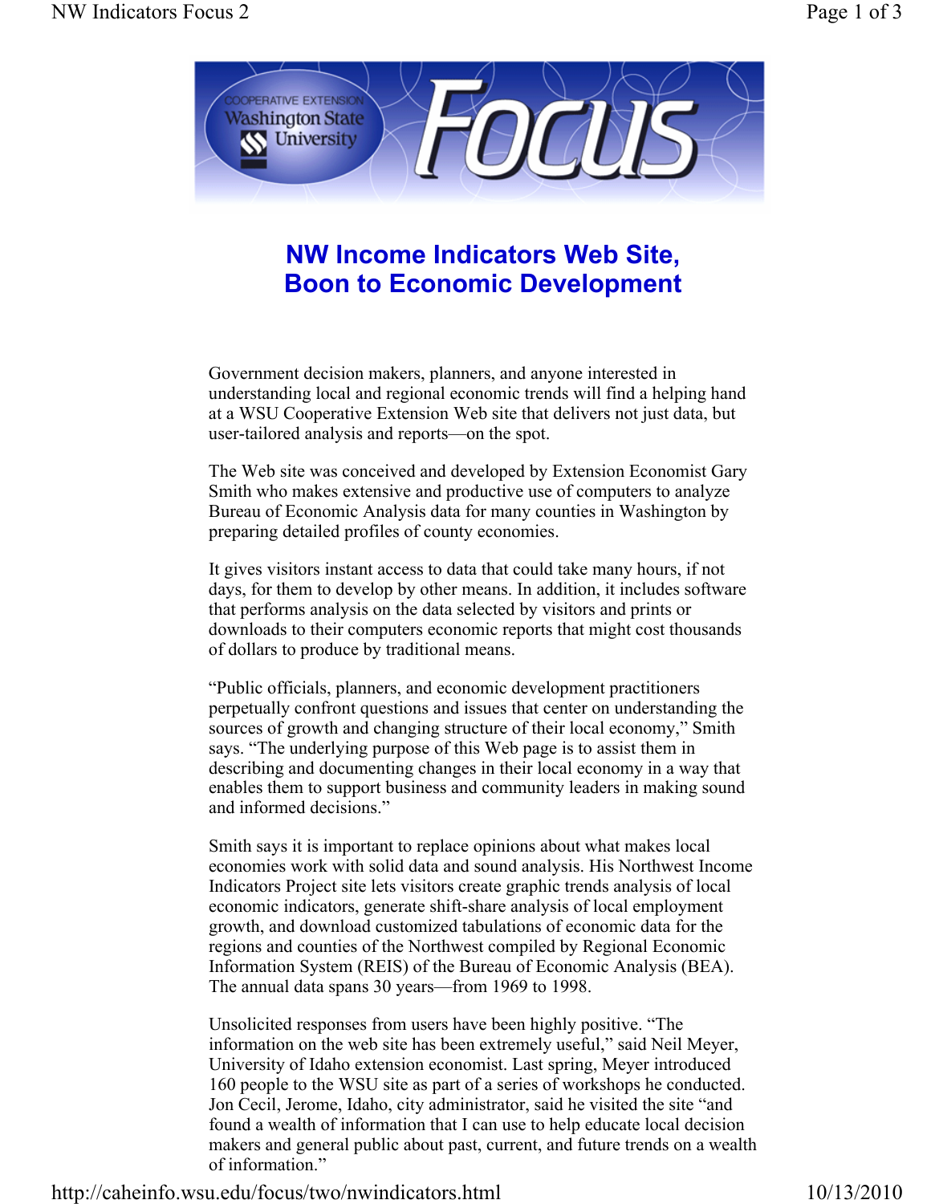# NW Income Indicators Web Site, Boon to Economic Development

Government decision makers, planners, and anyone interested in understanding local and regional economic trends will find a helping hand at a WSU Cooperative Extension Web site that delivers not just data, but user-tailored analysis and reports—on the spot.

The Web site was conceived and developed by Extension Economist Gary Smith who makes extensive and productive use of computers to analyze Bureau of Economic Analysis data for many counties in Washington by preparing detailed profiles of county economies.

It gives visitors instant access to data that could take many hours, if not days, for them to develop by other means. In addition, it includes software that performs analysis on the data selected by visitors and prints or downloads to their computers economic reports that might cost thousands of dollars to produce by traditional means.

"Public officials, planners, and economic development practitioners perpetually confront questions and issues that center on understanding the sources of growth and changing structure of their local economy," Smith says. "The underlying purpose of this Web page is to assist them in describing and documenting changes in their local economy in a way that enables them to support business and community leaders in making sound and informed decisions."

Smith says it is important to replace opinions about what makes local economies work with solid data and sound analysis. His Northwest Income Indicators Project site lets visitors create graphic trends analysis of local economic indicators, generate shift-share analysis of local employment growth, and download customized tabulations of economic data for the regions and counties of the Northwest compiled by Regional Economic Information System (REIS) of the Bureau of Economic Analysis (BEA). The annual data spans 30 years—from 1969 to 1998.

Unsolicited responses from users have been highly positive. "The information on the web site has been extremely useful," said Neil Meyer, University of Idaho extension economist. Last spring, Meyer introduced 160 people to the WSU site as part of a series of workshops he conducted. Jon Cecil, Jerome, Idaho, city administrator, said he visited the site "and found a wealth of information that I can use to help educate local decision makers and general public about past, current, and future trends on a wealth of information."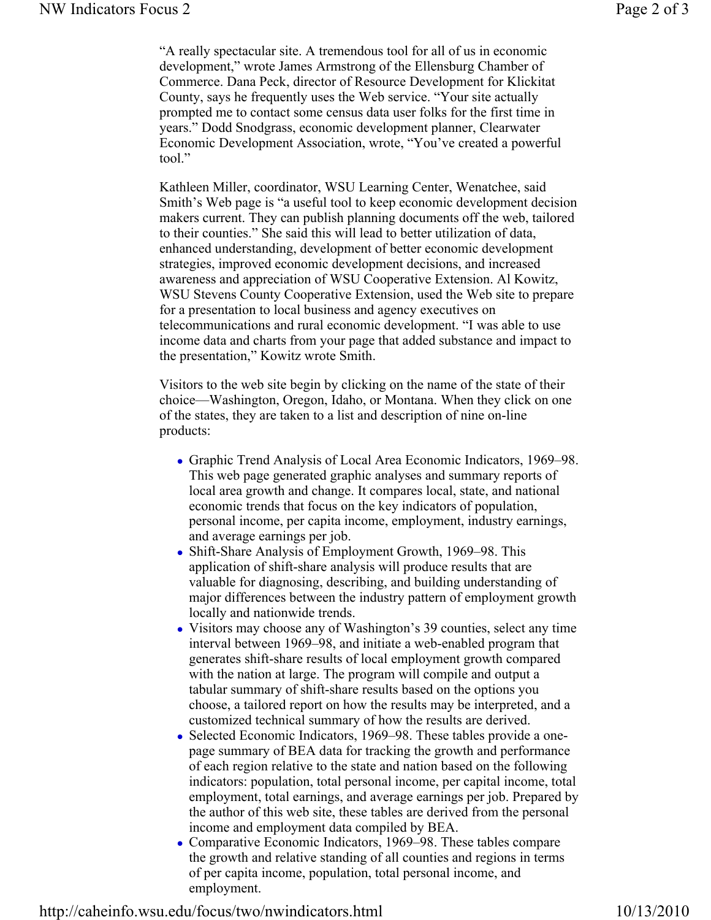"A really spectacular site. A tremendous tool for all of us in economic development," wrote James Armstrong of the Ellensburg Chamber of Commerce. Dana Peck, director of Resource Development for Klickitat County, says he frequently uses the Web service. "Your site actually prompted me to contact some census data user folks for the first time in years." Dodd Snodgrass, economic development planner, Clearwater Economic Development Association, wrote, "You've created a powerful tool."

Kathleen Miller, coordinator, WSU Learning Center, Wenatchee, said Smith's Web page is "a useful tool to keep economic development decision makers current. They can publish planning documents off the web, tailored to their counties." She said this will lead to better utilization of data, enhanced understanding, development of better economic development strategies, improved economic development decisions, and increased awareness and appreciation of WSU Cooperative Extension. Al Kowitz, WSU Stevens County Cooperative Extension, used the Web site to prepare for a presentation to local business and agency executives on telecommunications and rural economic development. "I was able to use income data and charts from your page that added substance and impact to the presentation," Kowitz wrote Smith.

Visitors to the web site begin by clicking on the name of the state of their choice—Washington, Oregon, Idaho, or Montana. When they click on one of the states, they are taken to a list and description of nine on-line products:

- Graphic Trend Analysis of Local Area Economic Indicators, 1969–98. This web page generated graphic analyses and summary reports of local area growth and change. It compares local, state, and national economic trends that focus on the key indicators of population, personal income, per capita income, employment, industry earnings, and average earnings per job.
- Shift-Share Analysis of Employment Growth, 1969–98. This application of shift-share analysis will produce results that are valuable for diagnosing, describing, and building understanding of major differences between the industry pattern of employment growth locally and nationwide trends.
- Visitors may choose any of Washington's 39 counties, select any time interval between 1969–98, and initiate a web-enabled program that generates shift-share results of local employment growth compared with the nation at large. The program will compile and output a tabular summary of shift-share results based on the options you choose, a tailored report on how the results may be interpreted, and a customized technical summary of how the results are derived.
- Selected Economic Indicators, 1969–98. These tables provide a one-page summary of BEA data for tracking the growth and performance of each region relative to the state and nation based on the following indicators: population, total personal income, per capital income, total employment, total earnings, and average earnings per job. Prepared by the author of this web site, these tables are derived from the personal income and employment data compiled by BEA.
- Comparative Economic Indicators, 1969–98. These tables compare the growth and relative standing of all counties and regions in terms of per capita income, population, total personal income, and employment.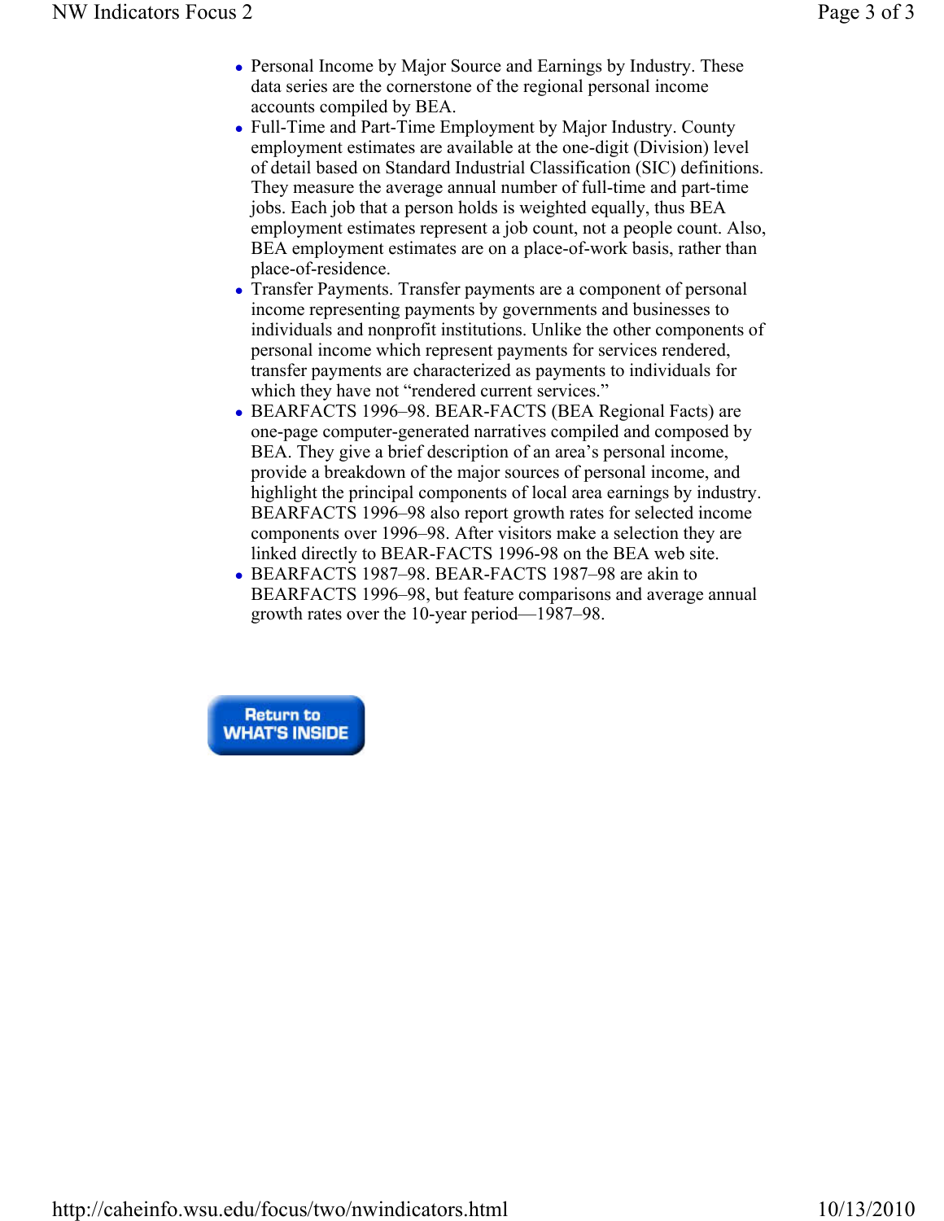- Personal Income by Major Source and Earnings by Industry. These data series are the cornerstone of the regional personal income accounts compiled by BEA.
- Full-Time and Part-Time Employment by Major Industry. County employment estimates are available at the one-digit (Division) level of detail based on Standard Industrial Classification (SIC) definitions. They measure the average annual number of full-time and part-time jobs. Each job that a person holds is weighted equally, thus BEA employment estimates represent a job count, not a people count. Also, BEA employment estimates are on a place-of-work basis, rather than place-of-residence.
- Transfer Payments. Transfer payments are a component of personal income representing payments by governments and businesses to individuals and nonprofit institutions. Unlike the other components of personal income which represent payments for services rendered, transfer payments are characterized as payments to individuals for which they have not "rendered current services."
- BEARFACTS 1996–98. BEAR-FACTS (BEA Regional Facts) are one-page computer-generated narratives compiled and composed by BEA. They give a brief description of an area's personal income, provide a breakdown of the major sources of personal income, and highlight the principal components of local area earnings by industry. BEARFACTS 1996–98 also report growth rates for selected income components over 1996–98. After visitors make a selection they are linked directly to BEAR-FACTS 1996-98 on the BEA web site.
- BEARFACTS 1987–98. BEAR-FACTS 1987–98 are akin to BEARFACTS 1996–98, but feature comparisons and average annual growth rates over the 10-year period—1987–98.

Return to WHAT'S INSIDE